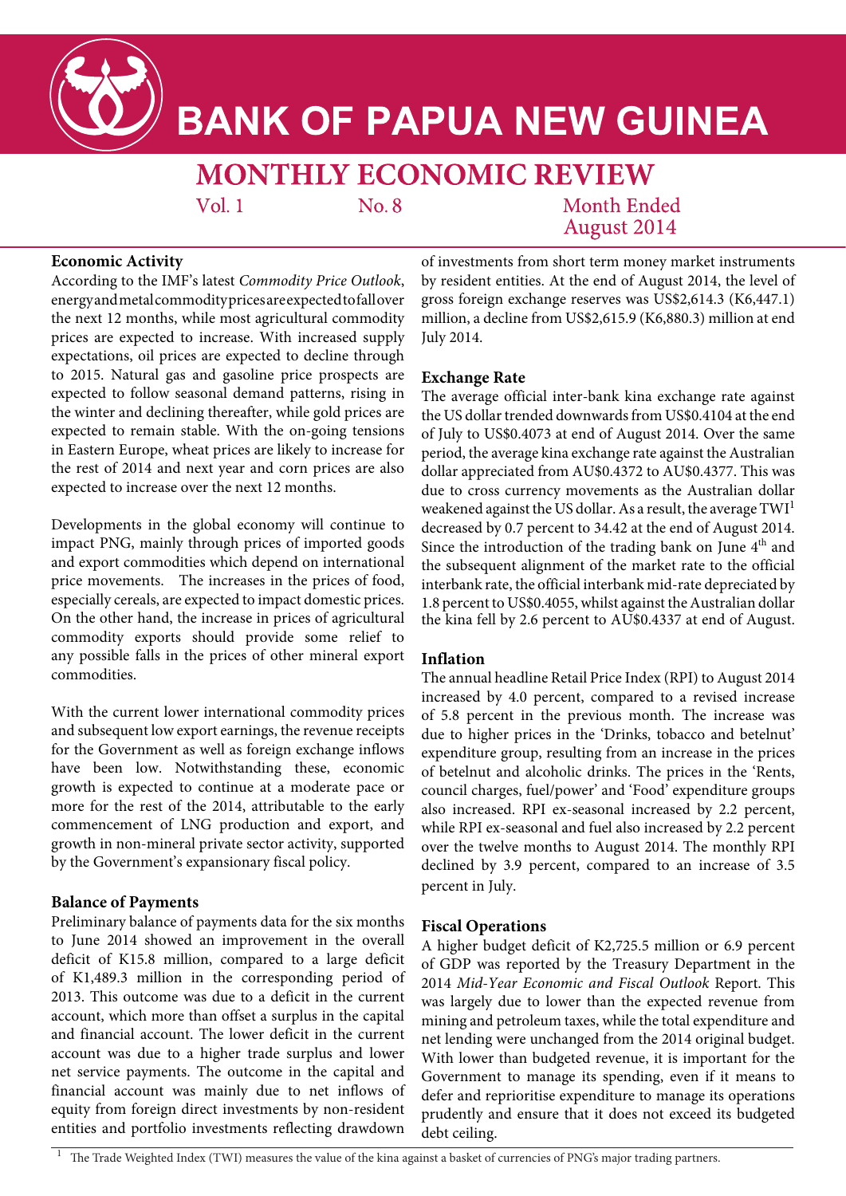# BANK OF PAPUA NEW GUINEA

## MONTHLY ECONOMIC REVIEW

Vol. 1 No. 8 Month Ended August 2014

### Economic Activity

According to the IMF's latest *Commodity Price Outlook*, energy and metal commodity prices are expected to fall over the next 12 months, while most agricultural commodity prices are expected to increase. With increased supply expectations, oil prices are expected to decline through to 2015. Natural gas and gasoline price prospects are expected to follow seasonal demand patterns, rising in the winter and declining thereafter, while gold prices are expected to remain stable. With the on-going tensions in Eastern Europe, wheat prices are likely to increase for the rest of 2014 and next year and corn prices are also expected to increase over the next 12 months.

Developments in the global economy will continue to impact PNG, mainly through prices of imported goods and export commodities which depend on international price movements. The increases in the prices of food, especially cereals, are expected to impact domestic prices. On the other hand, the increase in prices of agricultural commodity exports should provide some relief to any possible falls in the prices of other mineral export commodities.

With the current lower international commodity prices and subsequent low export earnings, the revenue receipts for the Government as well as foreign exchange inflows have been low. Notwithstanding these, economic growth is expected to continue at a moderate pace or more for the rest of the 2014, attributable to the early commencement of LNG production and export, and growth in non-mineral private sector activity, supported by the Government's expansionary fiscal policy.

### Balance of Payments

Preliminary balance of payments data for the six months to June 2014 showed an improvement in the overall deficit of K15.8 million, compared to a large deficit of K1,489.3 million in the corresponding period of 2013. This outcome was due to a deficit in the current account, which more than offset a surplus in the capital and financial account. The lower deficit in the current account was due to a higher trade surplus and lower net service payments. The outcome in the capital and financial account was mainly due to net inflows of equity from foreign direct investments by non-resident entities and portfolio investments reflecting drawdown of investments from short term money market instruments by resident entities. At the end of August 2014, the level of gross foreign exchange reserves was US$2,614.3 (K6,447.1) million, a decline from US$2,615.9 (K6,880.3) million at end July 2014.

### Exchange Rate

The average official inter-bank kina exchange rate against the US dollar trended downwards from US$0.4104 at the end of July to US$0.4073 at end of August 2014. Over the same period, the average kina exchange rate against the Australian dollar appreciated from AU$0.4372 to AU$0.4377. This was due to cross currency movements as the Australian dollar weakened against the US dollar. As a result, the average TWI[1] decreased by 0.7 percent to 34.42 at the end of August 2014. Since the introduction of the trading bank on June 4th and the subsequent alignment of the market rate to the official interbank rate, the official interbank mid-rate depreciated by 1.8 percent to US$0.4055, whilst against the Australian dollar the kina fell by 2.6 percent to AU$0.4337 at end of August.

### Inflation

The annual headline Retail Price Index (RPI) to August 2014 increased by 4.0 percent, compared to a revised increase of 5.8 percent in the previous month. The increase was due to higher prices in the 'Drinks, tobacco and betelnut' expenditure group, resulting from an increase in the prices of betelnut and alcoholic drinks. The prices in the 'Rents, council charges, fuel/power' and 'Food' expenditure groups also increased. RPI ex-seasonal increased by 2.2 percent, while RPI ex-seasonal and fuel also increased by 2.2 percent over the twelve months to August 2014. The monthly RPI declined by 3.9 percent, compared to an increase of 3.5 percent in July.

### Fiscal Operations

A higher budget deficit of K2,725.5 million or 6.9 percent of GDP was reported by the Treasury Department in the 2014 *Mid-Year Economic and Fiscal Outlook* Report. This was largely due to lower than the expected revenue from mining and petroleum taxes, while the total expenditure and net lending were unchanged from the 2014 original budget. With lower than budgeted revenue, it is important for the Government to manage its spending, even if it means to defer and reprioritise expenditure to manage its operations prudently and ensure that it does not exceed its budgeted debt ceiling.

---

[1] The Trade Weighted Index (TWI) measures the value of the kina against a basket of currencies of PNG's major trading partners.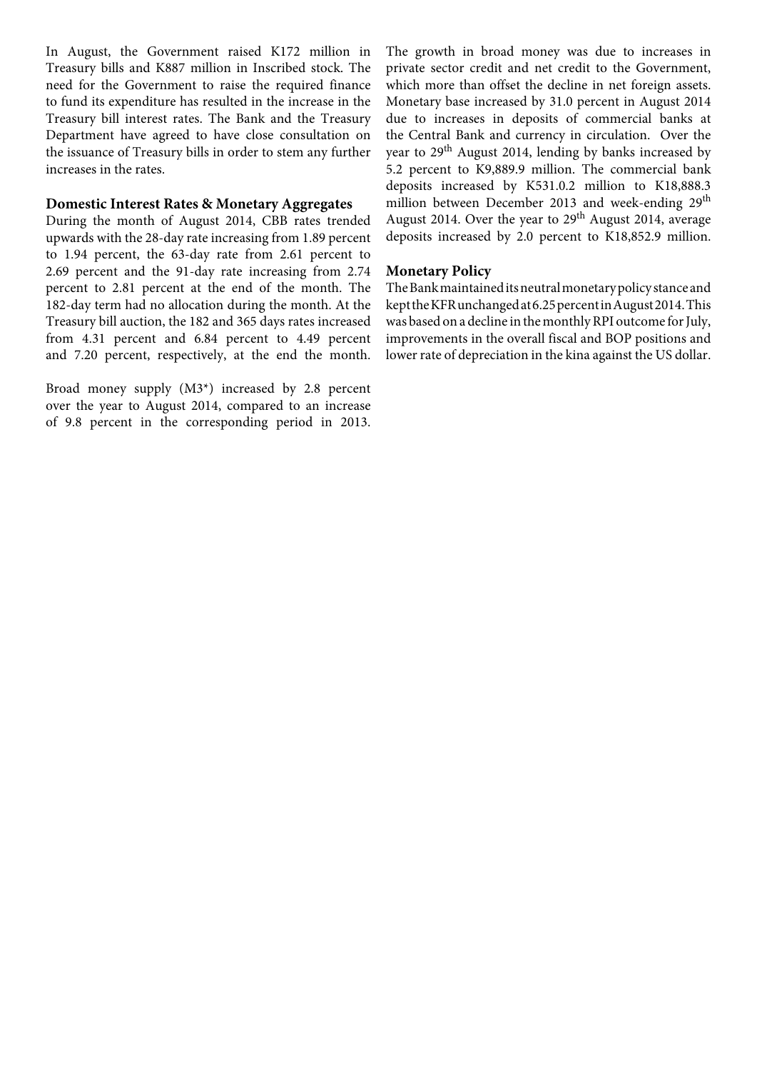In August, the Government raised K172 million in Treasury bills and K887 million in Inscribed stock. The need for the Government to raise the required finance to fund its expenditure has resulted in the increase in the Treasury bill interest rates. The Bank and the Treasury Department have agreed to have close consultation on the issuance of Treasury bills in order to stem any further increases in the rates.

**Domestic Interest Rates & Monetary Aggregates**

During the month of August 2014, CBB rates trended upwards with the 28-day rate increasing from 1.89 percent to 1.94 percent, the 63-day rate from 2.61 percent to 2.69 percent and the 91-day rate increasing from 2.74 percent to 2.81 percent at the end of the month. The 182-day term had no allocation during the month. At the Treasury bill auction, the 182 and 365 days rates increased from 4.31 percent and 6.84 percent to 4.49 percent and 7.20 percent, respectively, at the end the month.

Broad money supply (M3*) increased by 2.8 percent over the year to August 2014, compared to an increase of 9.8 percent in the corresponding period in 2013. The growth in broad money was due to increases in private sector credit and net credit to the Government, which more than offset the decline in net foreign assets. Monetary base increased by 31.0 percent in August 2014 due to increases in deposits of commercial banks at the Central Bank and currency in circulation. Over the year to 29th August 2014, lending by banks increased by 5.2 percent to K9,889.9 million. The commercial bank deposits increased by K531.0.2 million to K18,888.3 million between December 2013 and week-ending 29th August 2014. Over the year to 29th August 2014, average deposits increased by 2.0 percent to K18,852.9 million.

**Monetary Policy**

The Bank maintained its neutral monetary policy stance and kept the KFR unchanged at 6.25 percent in August 2014. This was based on a decline in the monthly RPI outcome for July, improvements in the overall fiscal and BOP positions and lower rate of depreciation in the kina against the US dollar.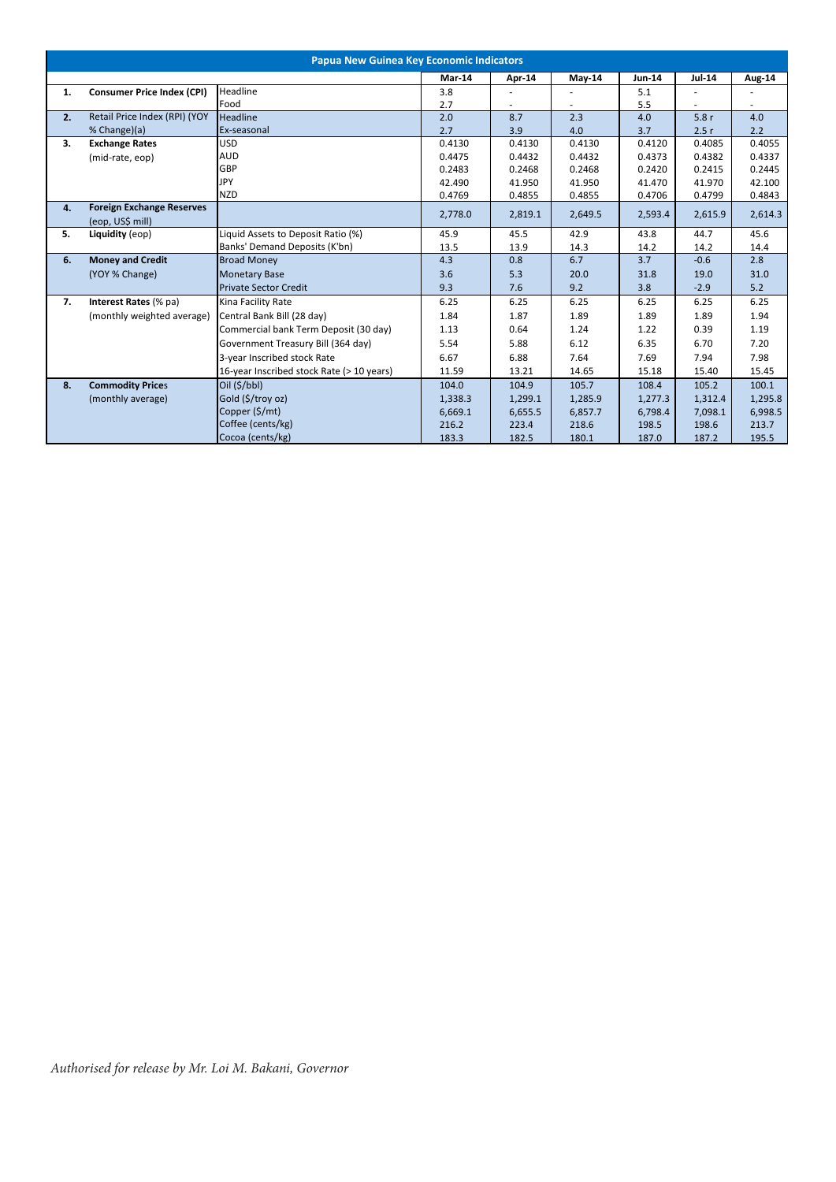| Papua New Guinea Key Economic Indicators | | | | | | | | |
|---|---|---|---|---|---|---|---|---|
| | | | Mar-14 | Apr-14 | May-14 | Jun-14 | Jul-14 | Aug-14 |
| 1. | **Consumer Price Index (CPI)** | Headline | 3.8 | - | - | 5.1 | - | - |
| | | Food | 2.7 | - | - | 5.5 | - | - |
| 2. | Retail Price Index (RPI) (YOY % Change)(a) | Headline | 2.0 | 8.7 | 2.3 | 4.0 | 5.8 r | 4.0 |
| | | Ex-seasonal | 2.7 | 3.9 | 4.0 | 3.7 | 2.5 r | 2.2 |
| 3. | **Exchange Rates** (mid-rate, eop) | USD | 0.4130 | 0.4130 | 0.4130 | 0.4120 | 0.4085 | 0.4055 |
| | | AUD | 0.4475 | 0.4432 | 0.4432 | 0.4373 | 0.4382 | 0.4337 |
| | | GBP | 0.2483 | 0.2468 | 0.2468 | 0.2420 | 0.2415 | 0.2445 |
| | | JPY | 42.490 | 41.950 | 41.950 | 41.470 | 41.970 | 42.100 |
| | | NZD | 0.4769 | 0.4855 | 0.4855 | 0.4706 | 0.4799 | 0.4843 |
| 4. | **Foreign Exchange Reserves** (eop, US$ mill) | | 2,778.0 | 2,819.1 | 2,649.5 | 2,593.4 | 2,615.9 | 2,614.3 |
| 5. | **Liquidity** (eop) | Liquid Assets to Deposit Ratio (%) | 45.9 | 45.5 | 42.9 | 43.8 | 44.7 | 45.6 |
| | | Banks' Demand Deposits (K'bn) | 13.5 | 13.9 | 14.3 | 14.2 | 14.2 | 14.4 |
| 6. | **Money and Credit** (YOY % Change) | Broad Money | 4.3 | 0.8 | 6.7 | 3.7 | -0.6 | 2.8 |
| | | Monetary Base | 3.6 | 5.3 | 20.0 | 31.8 | 19.0 | 31.0 |
| | | Private Sector Credit | 9.3 | 7.6 | 9.2 | 3.8 | -2.9 | 5.2 |
| 7. | **Interest Rates** (% pa) (monthly weighted average) | Kina Facility Rate | 6.25 | 6.25 | 6.25 | 6.25 | 6.25 | 6.25 |
| | | Central Bank Bill (28 day) | 1.84 | 1.87 | 1.89 | 1.89 | 1.89 | 1.94 |
| | | Commercial bank Term Deposit (30 day) | 1.13 | 0.64 | 1.24 | 1.22 | 0.39 | 1.19 |
| | | Government Treasury Bill (364 day) | 5.54 | 5.88 | 6.12 | 6.35 | 6.70 | 7.20 |
| | | 3-year Inscribed stock Rate | 6.67 | 6.88 | 7.64 | 7.69 | 7.94 | 7.98 |
| | | 16-year Inscribed stock Rate (> 10 years) | 11.59 | 13.21 | 14.65 | 15.18 | 15.40 | 15.45 |
| 8. | **Commodity Prices** (monthly average) | Oil ($/bbl) | 104.0 | 104.9 | 105.7 | 108.4 | 105.2 | 100.1 |
| | | Gold ($/troy oz) | 1,338.3 | 1,299.1 | 1,285.9 | 1,277.3 | 1,312.4 | 1,295.8 |
| | | Copper ($/mt) | 6,669.1 | 6,655.5 | 6,857.7 | 6,798.4 | 7,098.1 | 6,998.5 |
| | | Coffee (cents/kg) | 216.2 | 223.4 | 218.6 | 198.5 | 198.6 | 213.7 |
| | | Cocoa (cents/kg) | 183.3 | 182.5 | 180.1 | 187.0 | 187.2 | 195.5 |

*Authorised for release by Mr. Loi M. Bakani, Governor*